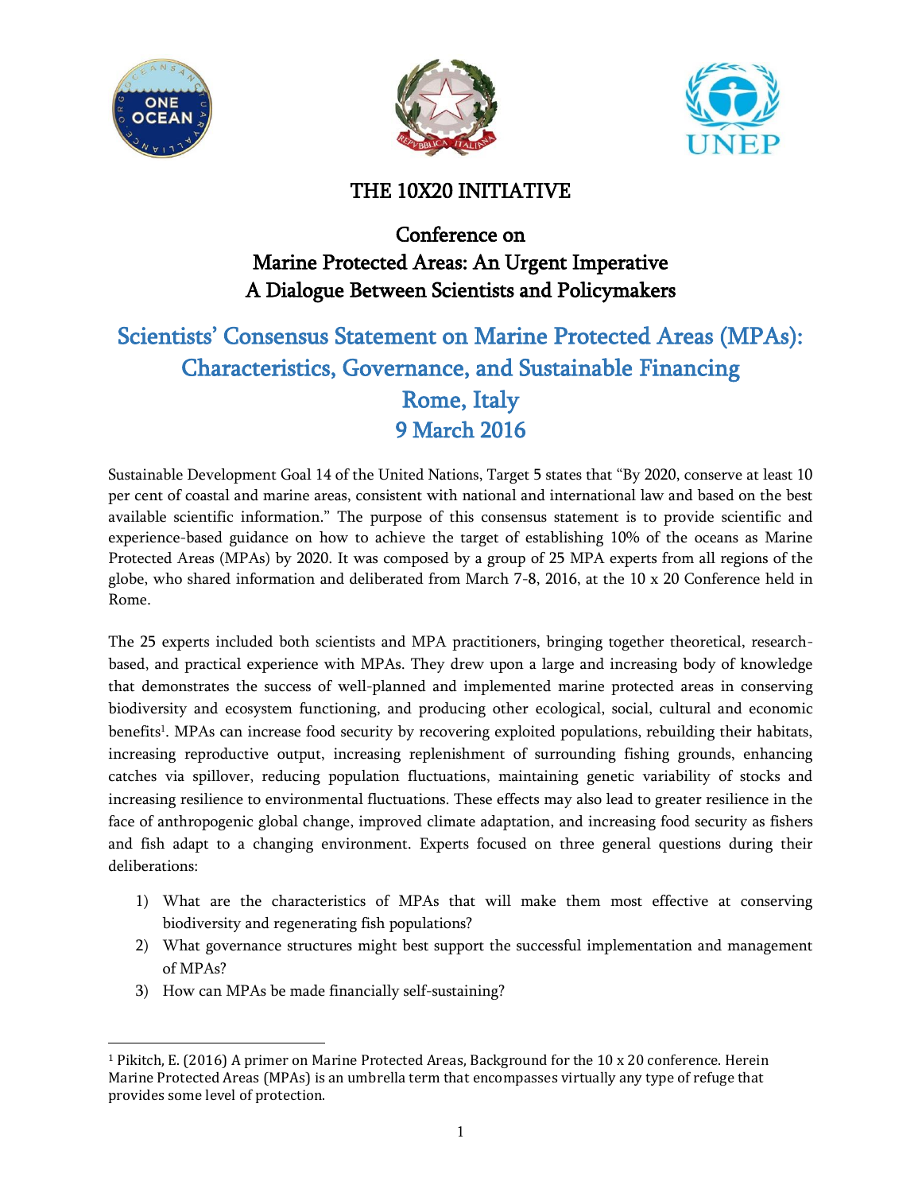# THE 10X20 INITIATIVE

## Conference on Marine Protected Areas: An Urgent Imperative A Dialogue Between Scientists and Policymakers

## Scientists' Consensus Statement on Marine Protected Areas (MPAs): Characteristics, Governance, and Sustainable Financing Rome, Italy 9 March 2016

Sustainable Development Goal 14 of the United Nations, Target 5 states that "By 2020, conserve at least 10 per cent of coastal and marine areas, consistent with national and international law and based on the best available scientific information." The purpose of this consensus statement is to provide scientific and experience-based guidance on how to achieve the target of establishing 10% of the oceans as Marine Protected Areas (MPAs) by 2020. It was composed by a group of 25 MPA experts from all regions of the globe, who shared information and deliberated from March 7-8, 2016, at the 10 x 20 Conference held in Rome.

The 25 experts included both scientists and MPA practitioners, bringing together theoretical, research-based, and practical experience with MPAs. They drew upon a large and increasing body of knowledge that demonstrates the success of well-planned and implemented marine protected areas in conserving biodiversity and ecosystem functioning, and producing other ecological, social, cultural and economic benefits[1]. MPAs can increase food security by recovering exploited populations, rebuilding their habitats, increasing reproductive output, increasing replenishment of surrounding fishing grounds, enhancing catches via spillover, reducing population fluctuations, maintaining genetic variability of stocks and increasing resilience to environmental fluctuations. These effects may also lead to greater resilience in the face of anthropogenic global change, improved climate adaptation, and increasing food security as fishers and fish adapt to a changing environment. Experts focused on three general questions during their deliberations:

1) What are the characteristics of MPAs that will make them most effective at conserving biodiversity and regenerating fish populations?
2) What governance structures might best support the successful implementation and management of MPAs?
3) How can MPAs be made financially self-sustaining?

---

[1] Pikitch, E. (2016) A primer on Marine Protected Areas, Background for the 10 x 20 conference. Herein Marine Protected Areas (MPAs) is an umbrella term that encompasses virtually any type of refuge that provides some level of protection.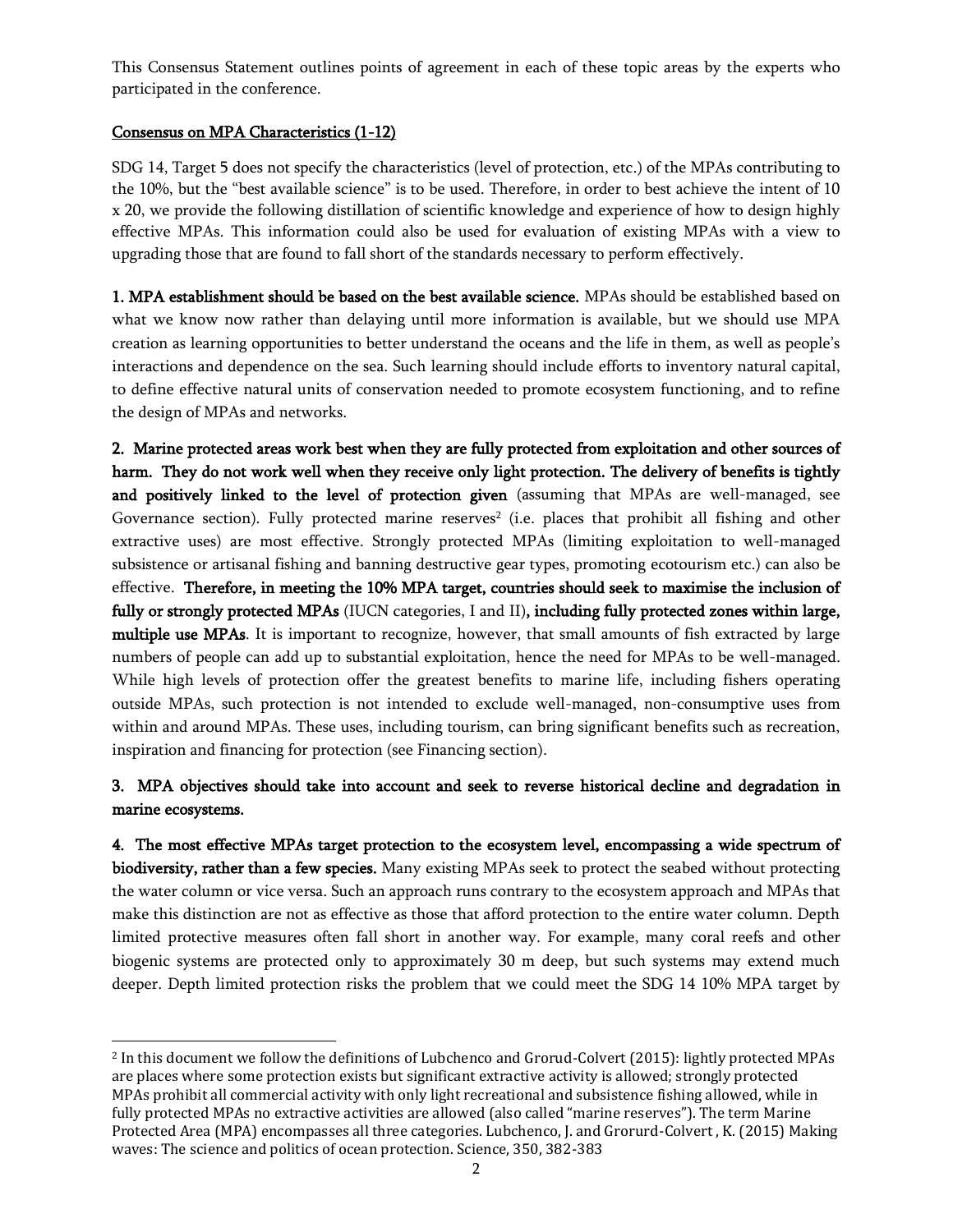This Consensus Statement outlines points of agreement in each of these topic areas by the experts who participated in the conference.

## Consensus on MPA Characteristics (1-12)

SDG 14, Target 5 does not specify the characteristics (level of protection, etc.) of the MPAs contributing to the 10%, but the "best available science" is to be used. Therefore, in order to best achieve the intent of 10 x 20, we provide the following distillation of scientific knowledge and experience of how to design highly effective MPAs. This information could also be used for evaluation of existing MPAs with a view to upgrading those that are found to fall short of the standards necessary to perform effectively.

**1. MPA establishment should be based on the best available science.** MPAs should be established based on what we know now rather than delaying until more information is available, but we should use MPA creation as learning opportunities to better understand the oceans and the life in them, as well as people's interactions and dependence on the sea. Such learning should include efforts to inventory natural capital, to define effective natural units of conservation needed to promote ecosystem functioning, and to refine the design of MPAs and networks.

**2. Marine protected areas work best when they are fully protected from exploitation and other sources of harm. They do not work well when they receive only light protection. The delivery of benefits is tightly and positively linked to the level of protection given** (assuming that MPAs are well-managed, see Governance section). Fully protected marine reserves[2] (i.e. places that prohibit all fishing and other extractive uses) are most effective. Strongly protected MPAs (limiting exploitation to well-managed subsistence or artisanal fishing and banning destructive gear types, promoting ecotourism etc.) can also be effective. **Therefore, in meeting the 10% MPA target, countries should seek to maximise the inclusion of fully or strongly protected MPAs** (IUCN categories, I and II)**, including fully protected zones within large, multiple use MPAs**. It is important to recognize, however, that small amounts of fish extracted by large numbers of people can add up to substantial exploitation, hence the need for MPAs to be well-managed. While high levels of protection offer the greatest benefits to marine life, including fishers operating outside MPAs, such protection is not intended to exclude well-managed, non-consumptive uses from within and around MPAs. These uses, including tourism, can bring significant benefits such as recreation, inspiration and financing for protection (see Financing section).

**3. MPA objectives should take into account and seek to reverse historical decline and degradation in marine ecosystems.**

**4. The most effective MPAs target protection to the ecosystem level, encompassing a wide spectrum of biodiversity, rather than a few species.** Many existing MPAs seek to protect the seabed without protecting the water column or vice versa. Such an approach runs contrary to the ecosystem approach and MPAs that make this distinction are not as effective as those that afford protection to the entire water column. Depth limited protective measures often fall short in another way. For example, many coral reefs and other biogenic systems are protected only to approximately 30 m deep, but such systems may extend much deeper. Depth limited protection risks the problem that we could meet the SDG 14 10% MPA target by

---

[2] In this document we follow the definitions of Lubchenco and Grorud-Colvert (2015): lightly protected MPAs are places where some protection exists but significant extractive activity is allowed; strongly protected MPAs prohibit all commercial activity with only light recreational and subsistence fishing allowed, while in fully protected MPAs no extractive activities are allowed (also called "marine reserves"). The term Marine Protected Area (MPA) encompasses all three categories. Lubchenco, J. and Grorurd-Colvert , K. (2015) Making waves: The science and politics of ocean protection. Science, 350, 382-383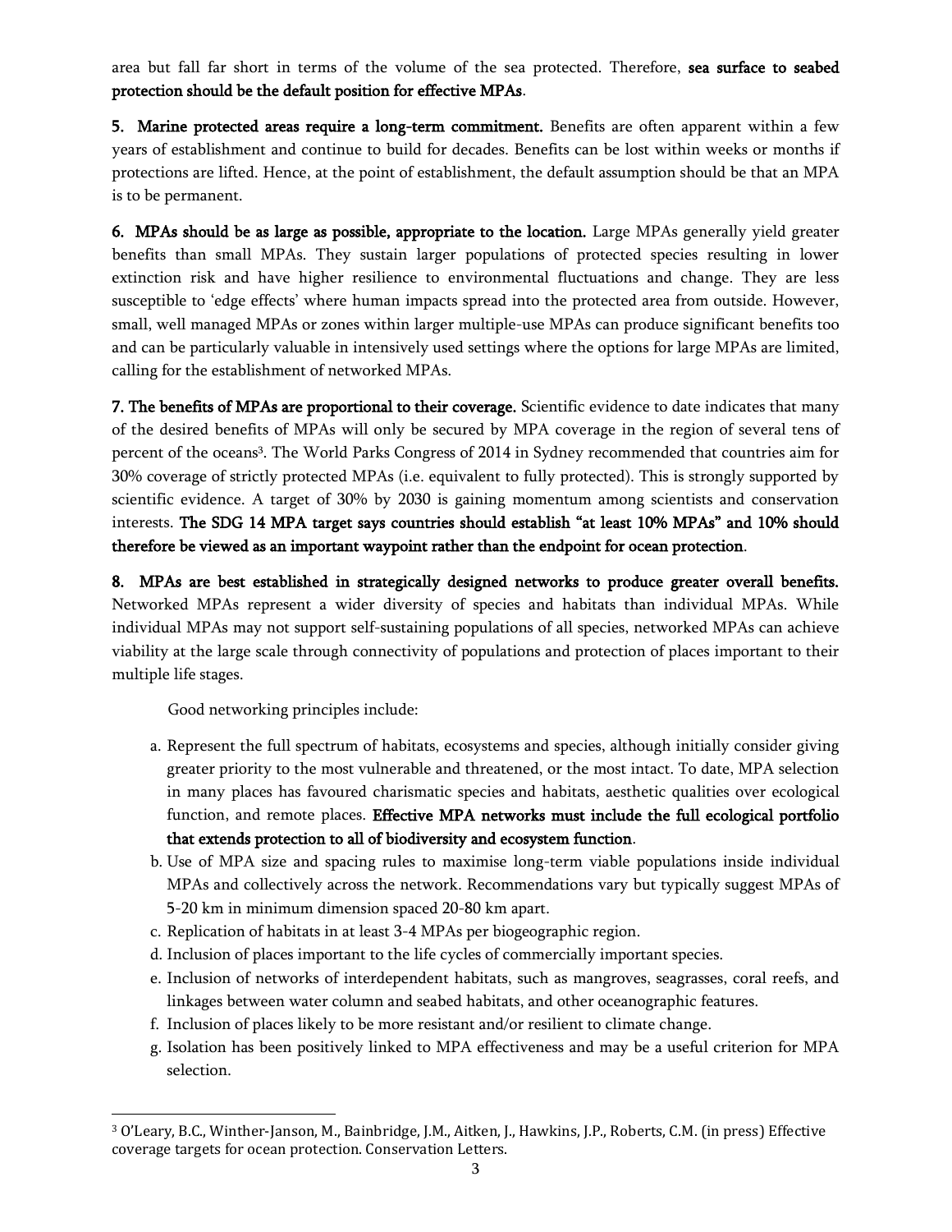area but fall far short in terms of the volume of the sea protected. Therefore, **sea surface to seabed protection should be the default position for effective MPAs**.

**5. Marine protected areas require a long-term commitment.** Benefits are often apparent within a few years of establishment and continue to build for decades. Benefits can be lost within weeks or months if protections are lifted. Hence, at the point of establishment, the default assumption should be that an MPA is to be permanent.

**6. MPAs should be as large as possible, appropriate to the location.** Large MPAs generally yield greater benefits than small MPAs. They sustain larger populations of protected species resulting in lower extinction risk and have higher resilience to environmental fluctuations and change. They are less susceptible to 'edge effects' where human impacts spread into the protected area from outside. However, small, well managed MPAs or zones within larger multiple-use MPAs can produce significant benefits too and can be particularly valuable in intensively used settings where the options for large MPAs are limited, calling for the establishment of networked MPAs.

**7. The benefits of MPAs are proportional to their coverage.** Scientific evidence to date indicates that many of the desired benefits of MPAs will only be secured by MPA coverage in the region of several tens of percent of the oceans[3]. The World Parks Congress of 2014 in Sydney recommended that countries aim for 30% coverage of strictly protected MPAs (i.e. equivalent to fully protected). This is strongly supported by scientific evidence. A target of 30% by 2030 is gaining momentum among scientists and conservation interests. **The SDG 14 MPA target says countries should establish "at least 10% MPAs" and 10% should therefore be viewed as an important waypoint rather than the endpoint for ocean protection**.

**8. MPAs are best established in strategically designed networks to produce greater overall benefits.** Networked MPAs represent a wider diversity of species and habitats than individual MPAs. While individual MPAs may not support self-sustaining populations of all species, networked MPAs can achieve viability at the large scale through connectivity of populations and protection of places important to their multiple life stages.

Good networking principles include:

a. Represent the full spectrum of habitats, ecosystems and species, although initially consider giving greater priority to the most vulnerable and threatened, or the most intact. To date, MPA selection in many places has favoured charismatic species and habitats, aesthetic qualities over ecological function, and remote places. **Effective MPA networks must include the full ecological portfolio that extends protection to all of biodiversity and ecosystem function**.
b. Use of MPA size and spacing rules to maximise long-term viable populations inside individual MPAs and collectively across the network. Recommendations vary but typically suggest MPAs of 5-20 km in minimum dimension spaced 20-80 km apart.
c. Replication of habitats in at least 3-4 MPAs per biogeographic region.
d. Inclusion of places important to the life cycles of commercially important species.
e. Inclusion of networks of interdependent habitats, such as mangroves, seagrasses, coral reefs, and linkages between water column and seabed habitats, and other oceanographic features.
f. Inclusion of places likely to be more resistant and/or resilient to climate change.
g. Isolation has been positively linked to MPA effectiveness and may be a useful criterion for MPA selection.

---

[3] O'Leary, B.C., Winther-Janson, M., Bainbridge, J.M., Aitken, J., Hawkins, J.P., Roberts, C.M. (in press) Effective coverage targets for ocean protection. Conservation Letters.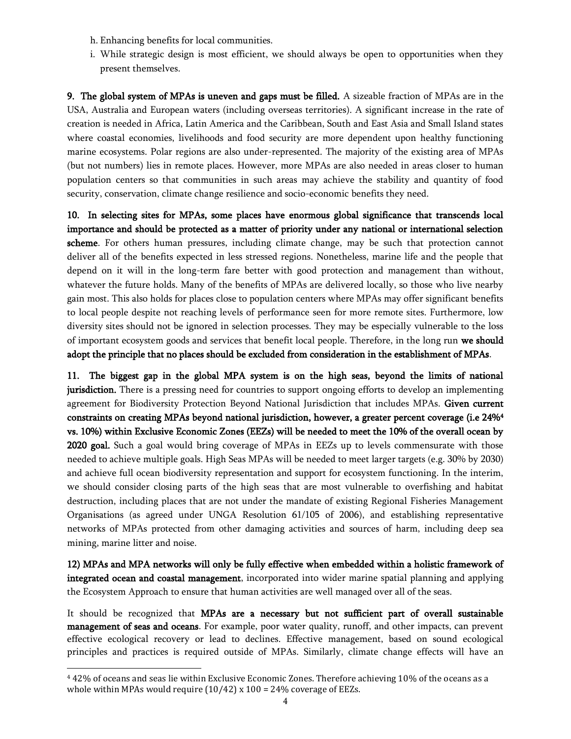h. Enhancing benefits for local communities.

i. While strategic design is most efficient, we should always be open to opportunities when they present themselves.

**9. The global system of MPAs is uneven and gaps must be filled.** A sizeable fraction of MPAs are in the USA, Australia and European waters (including overseas territories). A significant increase in the rate of creation is needed in Africa, Latin America and the Caribbean, South and East Asia and Small Island states where coastal economies, livelihoods and food security are more dependent upon healthy functioning marine ecosystems. Polar regions are also under-represented. The majority of the existing area of MPAs (but not numbers) lies in remote places. However, more MPAs are also needed in areas closer to human population centers so that communities in such areas may achieve the stability and quantity of food security, conservation, climate change resilience and socio-economic benefits they need.

**10. In selecting sites for MPAs, some places have enormous global significance that transcends local importance and should be protected as a matter of priority under any national or international selection scheme**. For others human pressures, including climate change, may be such that protection cannot deliver all of the benefits expected in less stressed regions. Nonetheless, marine life and the people that depend on it will in the long-term fare better with good protection and management than without, whatever the future holds. Many of the benefits of MPAs are delivered locally, so those who live nearby gain most. This also holds for places close to population centers where MPAs may offer significant benefits to local people despite not reaching levels of performance seen for more remote sites. Furthermore, low diversity sites should not be ignored in selection processes. They may be especially vulnerable to the loss of important ecosystem goods and services that benefit local people. Therefore, in the long run **we should adopt the principle that no places should be excluded from consideration in the establishment of MPAs**.

**11. The biggest gap in the global MPA system is on the high seas, beyond the limits of national jurisdiction.** There is a pressing need for countries to support ongoing efforts to develop an implementing agreement for Biodiversity Protection Beyond National Jurisdiction that includes MPAs. **Given current constraints on creating MPAs beyond national jurisdiction, however, a greater percent coverage (i.e 24%[4] vs. 10%) within Exclusive Economic Zones (EEZs) will be needed to meet the 10% of the overall ocean by 2020 goal.** Such a goal would bring coverage of MPAs in EEZs up to levels commensurate with those needed to achieve multiple goals. High Seas MPAs will be needed to meet larger targets (e.g. 30% by 2030) and achieve full ocean biodiversity representation and support for ecosystem functioning. In the interim, we should consider closing parts of the high seas that are most vulnerable to overfishing and habitat destruction, including places that are not under the mandate of existing Regional Fisheries Management Organisations (as agreed under UNGA Resolution 61/105 of 2006), and establishing representative networks of MPAs protected from other damaging activities and sources of harm, including deep sea mining, marine litter and noise.

**12) MPAs and MPA networks will only be fully effective when embedded within a holistic framework of integrated ocean and coastal management**, incorporated into wider marine spatial planning and applying the Ecosystem Approach to ensure that human activities are well managed over all of the seas.

It should be recognized that **MPAs are a necessary but not sufficient part of overall sustainable management of seas and oceans**. For example, poor water quality, runoff, and other impacts, can prevent effective ecological recovery or lead to declines. Effective management, based on sound ecological principles and practices is required outside of MPAs. Similarly, climate change effects will have an

---

[4] 42% of oceans and seas lie within Exclusive Economic Zones. Therefore achieving 10% of the oceans as a whole within MPAs would require $(10/42) \times 100 = 24\%$ coverage of EEZs.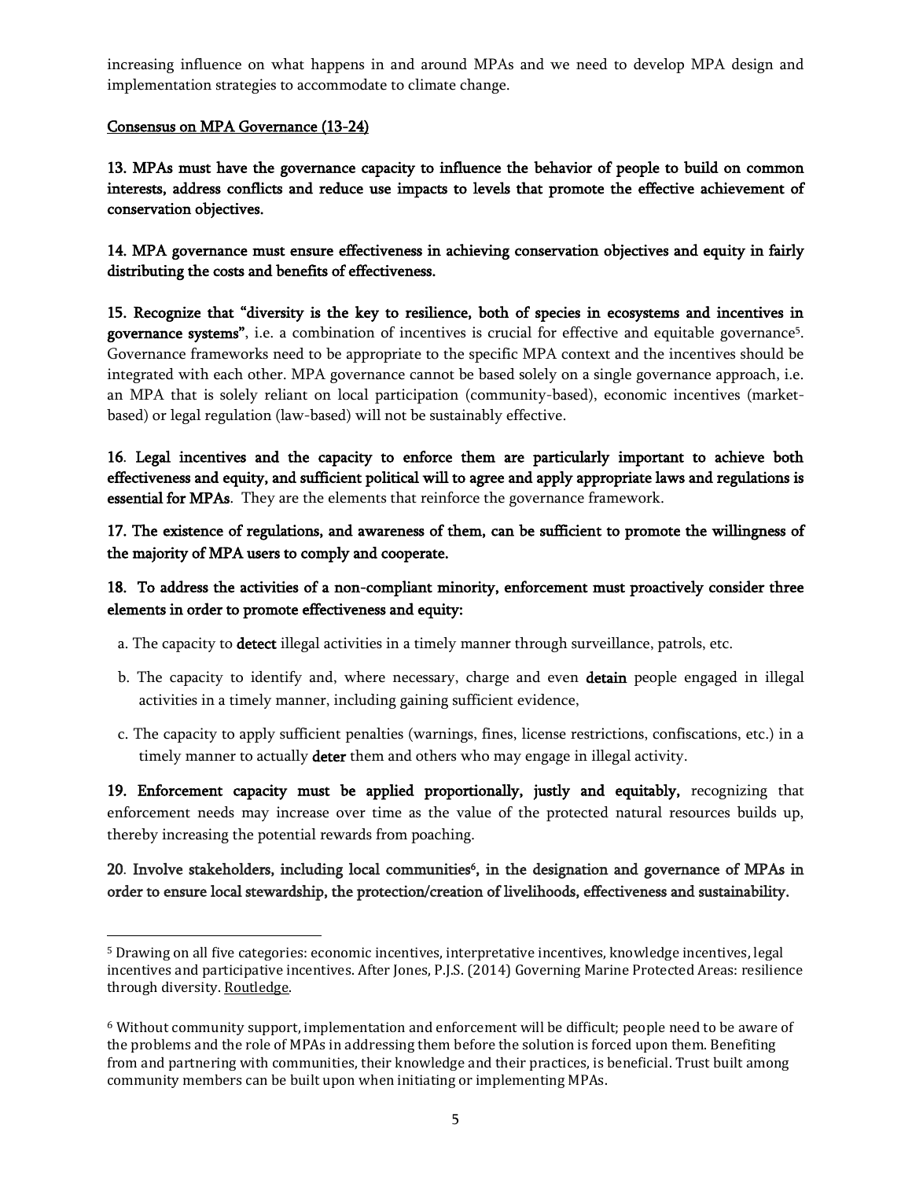increasing influence on what happens in and around MPAs and we need to develop MPA design and implementation strategies to accommodate to climate change.

Consensus on MPA Governance (13-24)

**13. MPAs must have the governance capacity to influence the behavior of people to build on common interests, address conflicts and reduce use impacts to levels that promote the effective achievement of conservation objectives.**

**14. MPA governance must ensure effectiveness in achieving conservation objectives and equity in fairly distributing the costs and benefits of effectiveness.**

**15. Recognize that "diversity is the key to resilience, both of species in ecosystems and incentives in governance systems"**, i.e. a combination of incentives is crucial for effective and equitable governance[5]. Governance frameworks need to be appropriate to the specific MPA context and the incentives should be integrated with each other. MPA governance cannot be based solely on a single governance approach, i.e. an MPA that is solely reliant on local participation (community-based), economic incentives (market-based) or legal regulation (law-based) will not be sustainably effective.

**16. Legal incentives and the capacity to enforce them are particularly important to achieve both effectiveness and equity, and sufficient political will to agree and apply appropriate laws and regulations is essential for MPAs**. They are the elements that reinforce the governance framework.

**17. The existence of regulations, and awareness of them, can be sufficient to promote the willingness of the majority of MPA users to comply and cooperate.**

**18. To address the activities of a non-compliant minority, enforcement must proactively consider three elements in order to promote effectiveness and equity:**

a. The capacity to **detect** illegal activities in a timely manner through surveillance, patrols, etc.

b. The capacity to identify and, where necessary, charge and even **detain** people engaged in illegal activities in a timely manner, including gaining sufficient evidence,

c. The capacity to apply sufficient penalties (warnings, fines, license restrictions, confiscations, etc.) in a timely manner to actually **deter** them and others who may engage in illegal activity.

**19. Enforcement capacity must be applied proportionally, justly and equitably,** recognizing that enforcement needs may increase over time as the value of the protected natural resources builds up, thereby increasing the potential rewards from poaching.

**20. Involve stakeholders, including local communities[6], in the designation and governance of MPAs in order to ensure local stewardship, the protection/creation of livelihoods, effectiveness and sustainability.**

---

[5] Drawing on all five categories: economic incentives, interpretative incentives, knowledge incentives, legal incentives and participative incentives. After Jones, P.J.S. (2014) Governing Marine Protected Areas: resilience through diversity. Routledge.

[6] Without community support, implementation and enforcement will be difficult; people need to be aware of the problems and the role of MPAs in addressing them before the solution is forced upon them. Benefiting from and partnering with communities, their knowledge and their practices, is beneficial. Trust built among community members can be built upon when initiating or implementing MPAs.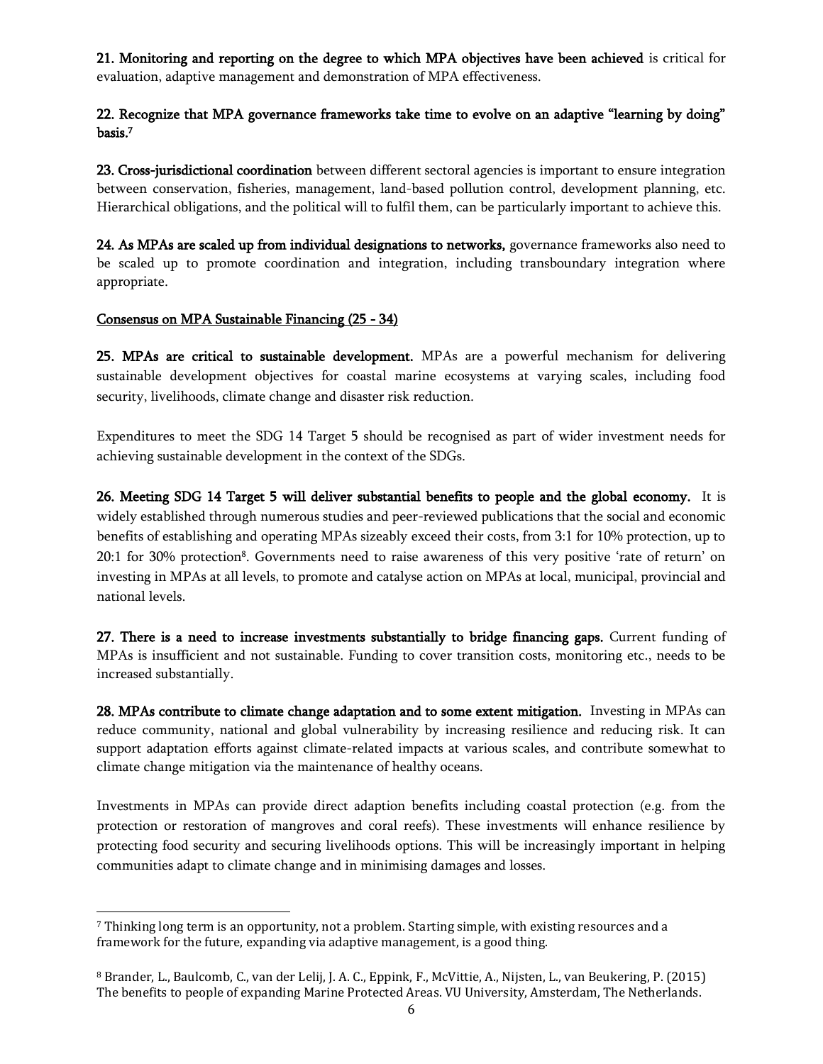**21. Monitoring and reporting on the degree to which MPA objectives have been achieved** is critical for evaluation, adaptive management and demonstration of MPA effectiveness.

**22. Recognize that MPA governance frameworks take time to evolve on an adaptive "learning by doing" basis.**[7]

**23. Cross-jurisdictional coordination** between different sectoral agencies is important to ensure integration between conservation, fisheries, management, land-based pollution control, development planning, etc. Hierarchical obligations, and the political will to fulfil them, can be particularly important to achieve this.

**24. As MPAs are scaled up from individual designations to networks,** governance frameworks also need to be scaled up to promote coordination and integration, including transboundary integration where appropriate.

<u>Consensus on MPA Sustainable Financing (25 - 34)</u>

**25. MPAs are critical to sustainable development.** MPAs are a powerful mechanism for delivering sustainable development objectives for coastal marine ecosystems at varying scales, including food security, livelihoods, climate change and disaster risk reduction.

Expenditures to meet the SDG 14 Target 5 should be recognised as part of wider investment needs for achieving sustainable development in the context of the SDGs.

**26. Meeting SDG 14 Target 5 will deliver substantial benefits to people and the global economy.** It is widely established through numerous studies and peer-reviewed publications that the social and economic benefits of establishing and operating MPAs sizeably exceed their costs, from 3:1 for 10% protection, up to 20:1 for 30% protection[8]. Governments need to raise awareness of this very positive 'rate of return' on investing in MPAs at all levels, to promote and catalyse action on MPAs at local, municipal, provincial and national levels.

**27. There is a need to increase investments substantially to bridge financing gaps.** Current funding of MPAs is insufficient and not sustainable. Funding to cover transition costs, monitoring etc., needs to be increased substantially.

**28. MPAs contribute to climate change adaptation and to some extent mitigation.** Investing in MPAs can reduce community, national and global vulnerability by increasing resilience and reducing risk. It can support adaptation efforts against climate-related impacts at various scales, and contribute somewhat to climate change mitigation via the maintenance of healthy oceans.

Investments in MPAs can provide direct adaption benefits including coastal protection (e.g. from the protection or restoration of mangroves and coral reefs). These investments will enhance resilience by protecting food security and securing livelihoods options. This will be increasingly important in helping communities adapt to climate change and in minimising damages and losses.

---

[7] Thinking long term is an opportunity, not a problem. Starting simple, with existing resources and a framework for the future, expanding via adaptive management, is a good thing.

[8] Brander, L., Baulcomb, C., van der Lelij, J. A. C., Eppink, F., McVittie, A., Nijsten, L., van Beukering, P. (2015) The benefits to people of expanding Marine Protected Areas. VU University, Amsterdam, The Netherlands.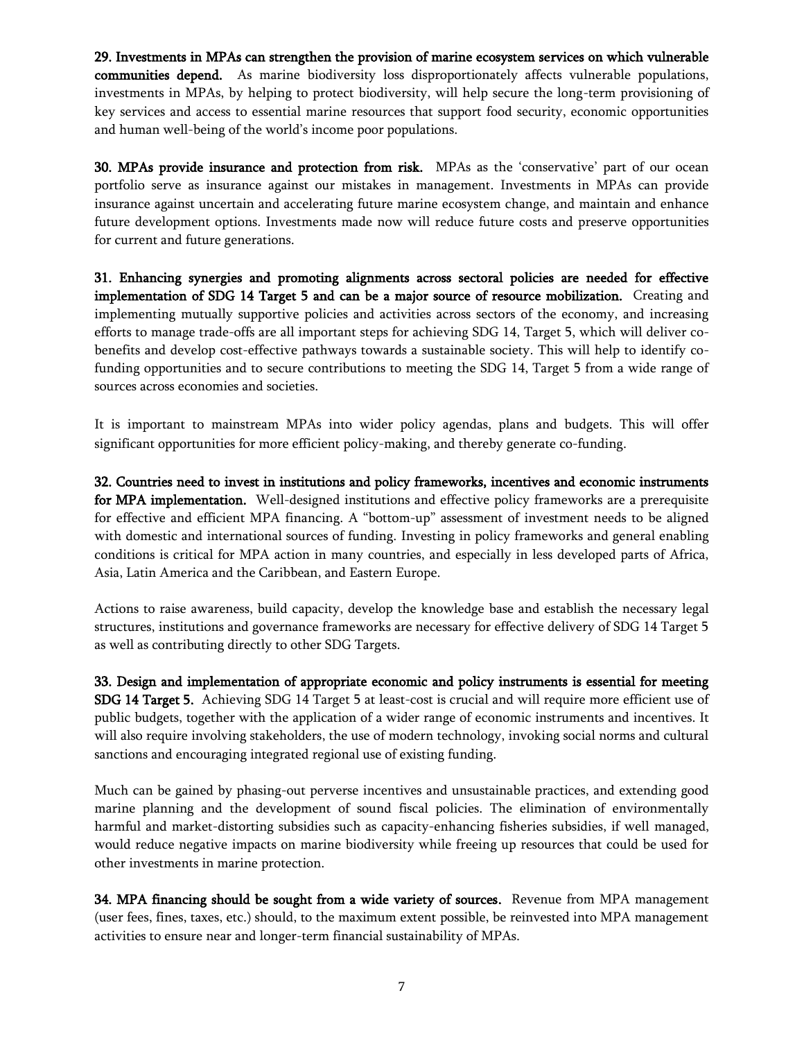**29. Investments in MPAs can strengthen the provision of marine ecosystem services on which vulnerable communities depend.** As marine biodiversity loss disproportionately affects vulnerable populations, investments in MPAs, by helping to protect biodiversity, will help secure the long-term provisioning of key services and access to essential marine resources that support food security, economic opportunities and human well-being of the world's income poor populations.

**30. MPAs provide insurance and protection from risk.** MPAs as the 'conservative' part of our ocean portfolio serve as insurance against our mistakes in management. Investments in MPAs can provide insurance against uncertain and accelerating future marine ecosystem change, and maintain and enhance future development options. Investments made now will reduce future costs and preserve opportunities for current and future generations.

**31. Enhancing synergies and promoting alignments across sectoral policies are needed for effective implementation of SDG 14 Target 5 and can be a major source of resource mobilization.** Creating and implementing mutually supportive policies and activities across sectors of the economy, and increasing efforts to manage trade-offs are all important steps for achieving SDG 14, Target 5, which will deliver co-benefits and develop cost-effective pathways towards a sustainable society. This will help to identify co-funding opportunities and to secure contributions to meeting the SDG 14, Target 5 from a wide range of sources across economies and societies.

It is important to mainstream MPAs into wider policy agendas, plans and budgets. This will offer significant opportunities for more efficient policy-making, and thereby generate co-funding.

**32. Countries need to invest in institutions and policy frameworks, incentives and economic instruments for MPA implementation.** Well-designed institutions and effective policy frameworks are a prerequisite for effective and efficient MPA financing. A "bottom-up" assessment of investment needs to be aligned with domestic and international sources of funding. Investing in policy frameworks and general enabling conditions is critical for MPA action in many countries, and especially in less developed parts of Africa, Asia, Latin America and the Caribbean, and Eastern Europe.

Actions to raise awareness, build capacity, develop the knowledge base and establish the necessary legal structures, institutions and governance frameworks are necessary for effective delivery of SDG 14 Target 5 as well as contributing directly to other SDG Targets.

**33. Design and implementation of appropriate economic and policy instruments is essential for meeting SDG 14 Target 5.** Achieving SDG 14 Target 5 at least-cost is crucial and will require more efficient use of public budgets, together with the application of a wider range of economic instruments and incentives. It will also require involving stakeholders, the use of modern technology, invoking social norms and cultural sanctions and encouraging integrated regional use of existing funding.

Much can be gained by phasing-out perverse incentives and unsustainable practices, and extending good marine planning and the development of sound fiscal policies. The elimination of environmentally harmful and market-distorting subsidies such as capacity-enhancing fisheries subsidies, if well managed, would reduce negative impacts on marine biodiversity while freeing up resources that could be used for other investments in marine protection.

**34. MPA financing should be sought from a wide variety of sources.** Revenue from MPA management (user fees, fines, taxes, etc.) should, to the maximum extent possible, be reinvested into MPA management activities to ensure near and longer-term financial sustainability of MPAs.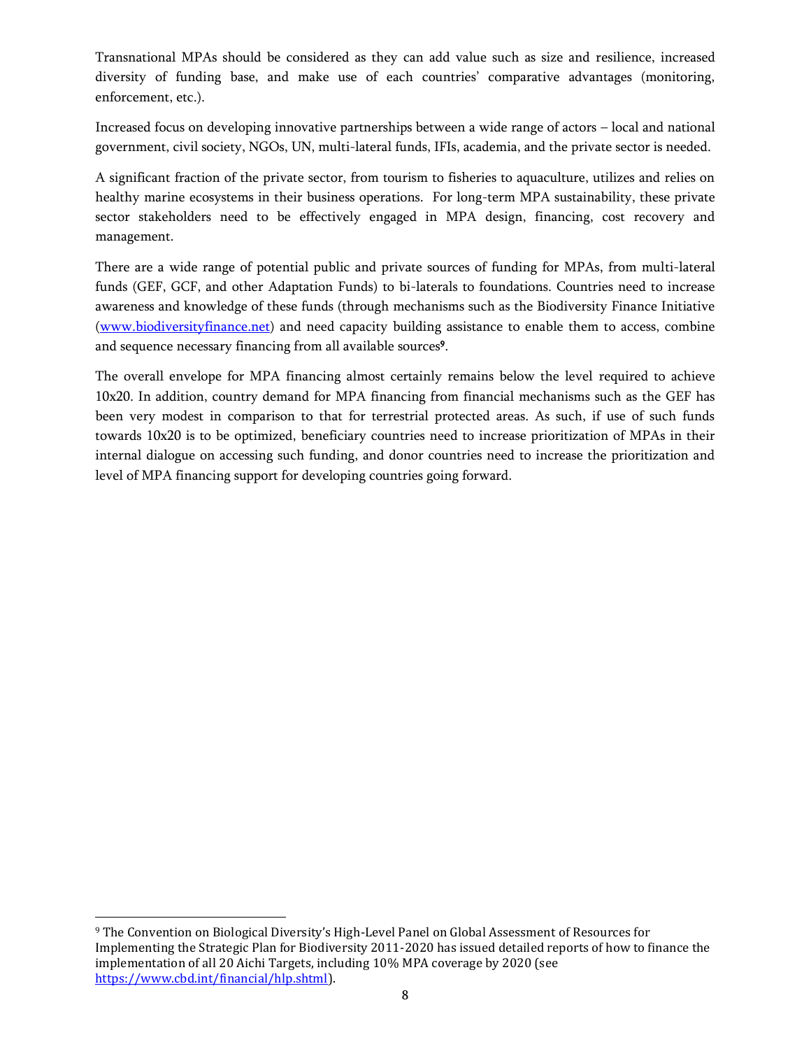Transnational MPAs should be considered as they can add value such as size and resilience, increased diversity of funding base, and make use of each countries' comparative advantages (monitoring, enforcement, etc.).

Increased focus on developing innovative partnerships between a wide range of actors – local and national government, civil society, NGOs, UN, multi-lateral funds, IFIs, academia, and the private sector is needed.

A significant fraction of the private sector, from tourism to fisheries to aquaculture, utilizes and relies on healthy marine ecosystems in their business operations. For long-term MPA sustainability, these private sector stakeholders need to be effectively engaged in MPA design, financing, cost recovery and management.

There are a wide range of potential public and private sources of funding for MPAs, from multi-lateral funds (GEF, GCF, and other Adaptation Funds) to bi-laterals to foundations. Countries need to increase awareness and knowledge of these funds (through mechanisms such as the Biodiversity Finance Initiative ([www.biodiversityfinance.net](www.biodiversityfinance.net)) and need capacity building assistance to enable them to access, combine and sequence necessary financing from all available sources[9].

The overall envelope for MPA financing almost certainly remains below the level required to achieve 10x20. In addition, country demand for MPA financing from financial mechanisms such as the GEF has been very modest in comparison to that for terrestrial protected areas. As such, if use of such funds towards 10x20 is to be optimized, beneficiary countries need to increase prioritization of MPAs in their internal dialogue on accessing such funding, and donor countries need to increase the prioritization and level of MPA financing support for developing countries going forward.

---

[9] The Convention on Biological Diversity's High-Level Panel on Global Assessment of Resources for Implementing the Strategic Plan for Biodiversity 2011-2020 has issued detailed reports of how to finance the implementation of all 20 Aichi Targets, including 10% MPA coverage by 2020 (see [https://www.cbd.int/financial/hlp.shtml](https://www.cbd.int/financial/hlp.shtml)).